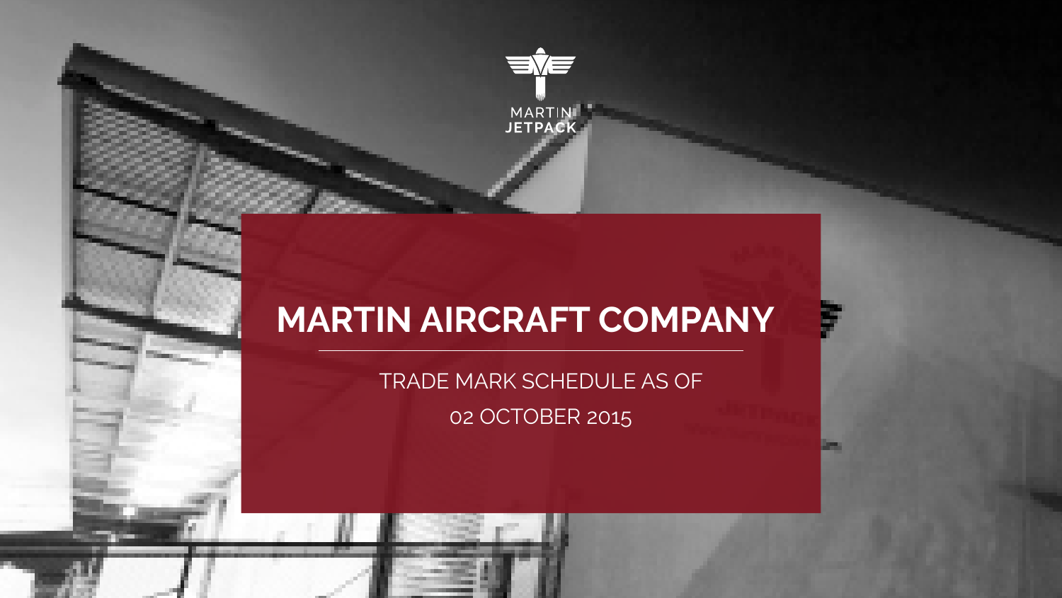MARTIN JETPACK

# MARTIN AIRCRAFT COMPANY

TRADE MARK SCHEDULE AS OF

02 OCTOBER 2015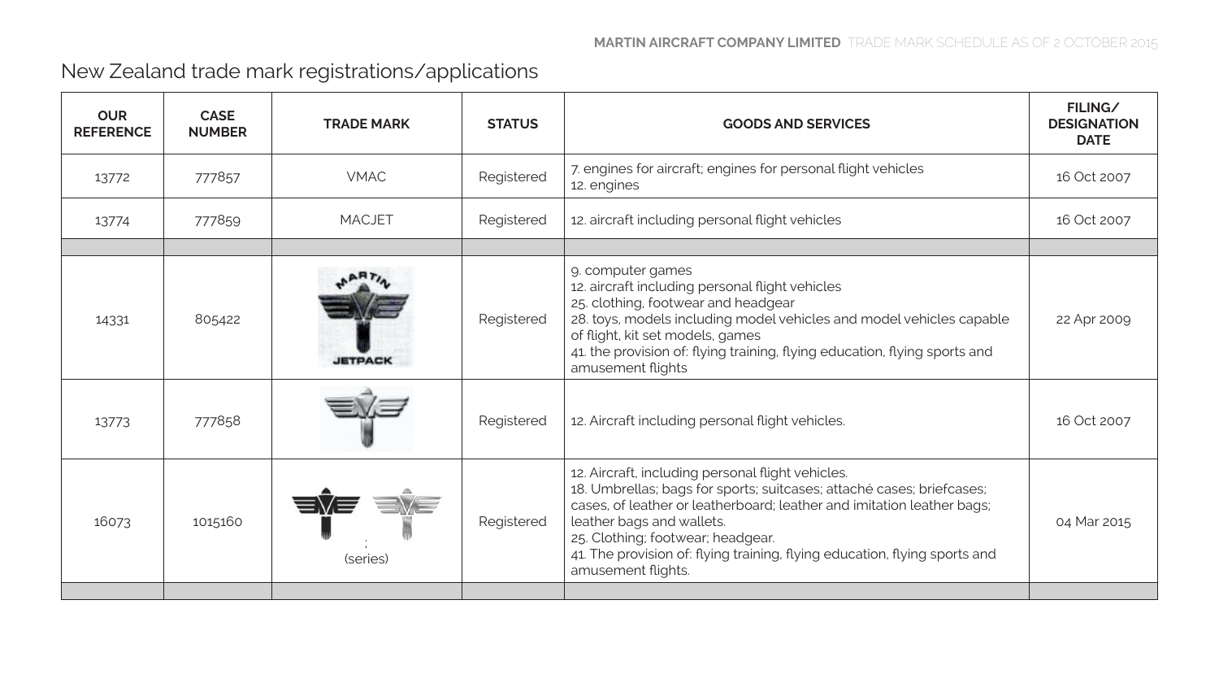# New Zealand trade mark registrations/applications

| OUR REFERENCE | CASE NUMBER | TRADE MARK | STATUS | GOODS AND SERVICES | FILING/ DESIGNATION DATE |
|---|---|---|---|---|---|
| 13772 | 777857 | VMAC | Registered | 7. engines for aircraft; engines for personal flight vehicles<br>12. engines | 16 Oct 2007 |
| 13774 | 777859 | MACJET | Registered | 12. aircraft including personal flight vehicles | 16 Oct 2007 |
| | | | | | |
| 14331 | 805422 | MARTIN JETPACK | Registered | 9. computer games<br>12. aircraft including personal flight vehicles<br>25. clothing, footwear and headgear<br>28. toys, models including model vehicles and model vehicles capable of flight, kit set models, games<br>41. the provision of: flying training, flying education, flying sports and amusement flights | 22 Apr 2009 |
| 13773 | 777858 | | Registered | 12. Aircraft including personal flight vehicles. | 16 Oct 2007 |
| 16073 | 1015160 | ;<br>(series) | Registered | 12. Aircraft, including personal flight vehicles.<br>18. Umbrellas; bags for sports; suitcases; attaché cases; briefcases; cases, of leather or leatherboard; leather and imitation leather bags; leather bags and wallets.<br>25. Clothing; footwear; headgear.<br>41. The provision of: flying training, flying education, flying sports and amusement flights. | 04 Mar 2015 |
| | | | | | |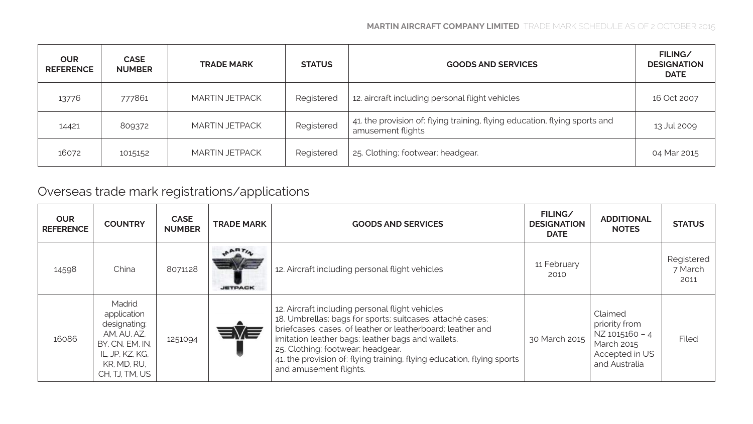| OUR REFERENCE | CASE NUMBER | TRADE MARK | STATUS | GOODS AND SERVICES | FILING/ DESIGNATION DATE |
|---|---|---|---|---|---|
| 13776 | 777861 | MARTIN JETPACK | Registered | 12. aircraft including personal flight vehicles | 16 Oct 2007 |
| 14421 | 809372 | MARTIN JETPACK | Registered | 41. the provision of: flying training, flying education, flying sports and amusement flights | 13 Jul 2009 |
| 16072 | 1015152 | MARTIN JETPACK | Registered | 25. Clothing; footwear; headgear. | 04 Mar 2015 |

## Overseas trade mark registrations/applications

| OUR REFERENCE | COUNTRY | CASE NUMBER | TRADE MARK | GOODS AND SERVICES | FILING/ DESIGNATION DATE | ADDITIONAL NOTES | STATUS |
|---|---|---|---|---|---|---|---|
| 14598 | China | 8071128 | MARTIN JETPACK | 12. Aircraft including personal flight vehicles | 11 February 2010 | | Registered 7 March 2011 |
| 16086 | Madrid application designating: AM, AU, AZ, BY, CN, EM, IN, IL, JP, KZ, KG, KR, MD, RU, CH, TJ, TM, US | 1251094 | | 12. Aircraft including personal flight vehicles<br>18. Umbrellas; bags for sports; suitcases; attaché cases; briefcases; cases, of leather or leatherboard; leather and imitation leather bags; leather bags and wallets.<br>25. Clothing; footwear; headgear.<br>41. the provision of: flying training, flying education, flying sports and amusement flights. | 30 March 2015 | Claimed priority from NZ 1015160 – 4 March 2015 Accepted in US and Australia | Filed |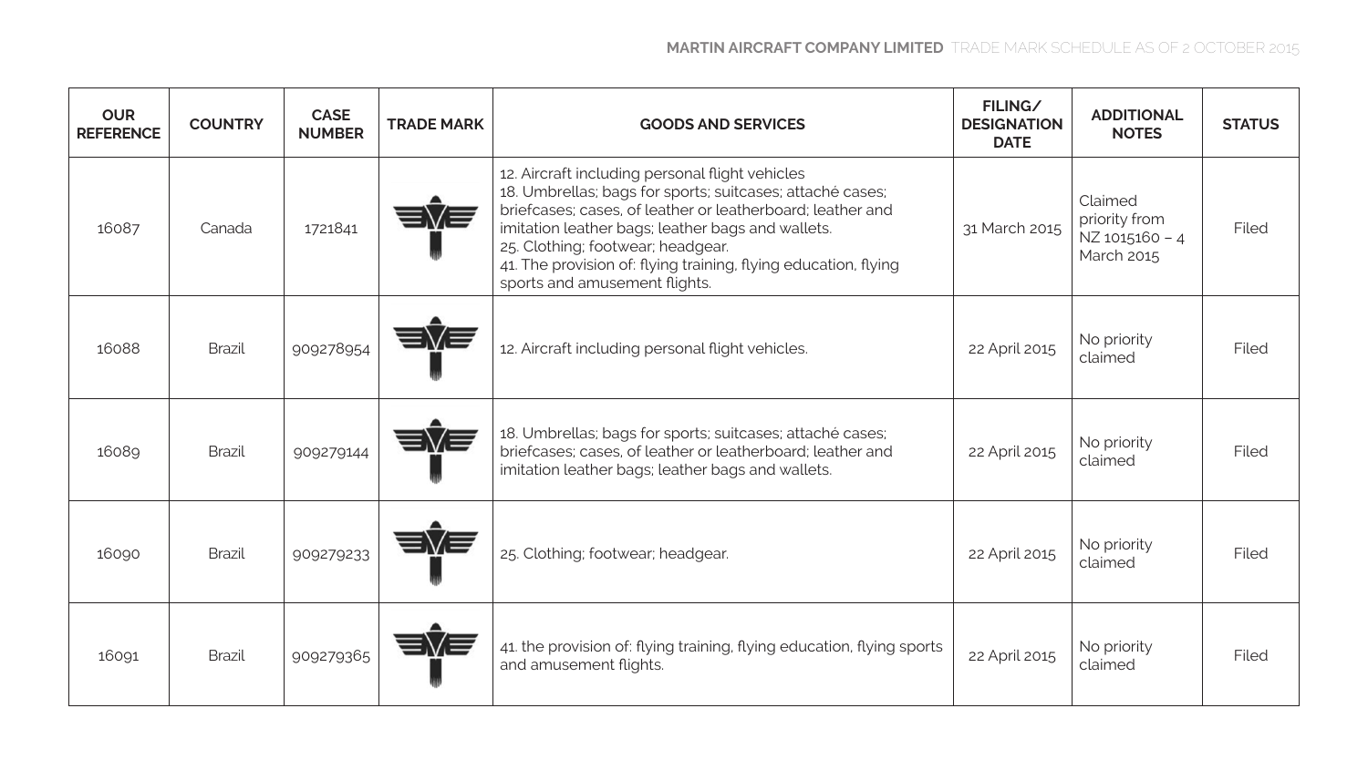| OUR REFERENCE | COUNTRY | CASE NUMBER | TRADE MARK | GOODS AND SERVICES | FILING/ DESIGNATION DATE | ADDITIONAL NOTES | STATUS |
|---|---|---|---|---|---|---|---|
| 16087 | Canada | 1721841 | | 12. Aircraft including personal flight vehicles<br>18. Umbrellas; bags for sports; suitcases; attaché cases; briefcases; cases, of leather or leatherboard; leather and imitation leather bags; leather bags and wallets.<br>25. Clothing; footwear; headgear.<br>41. The provision of: flying training, flying education, flying sports and amusement flights. | 31 March 2015 | Claimed priority from NZ 1015160 – 4 March 2015 | Filed |
| 16088 | Brazil | 909278954 | | 12. Aircraft including personal flight vehicles. | 22 April 2015 | No priority claimed | Filed |
| 16089 | Brazil | 909279144 | | 18. Umbrellas; bags for sports; suitcases; attaché cases; briefcases; cases, of leather or leatherboard; leather and imitation leather bags; leather bags and wallets. | 22 April 2015 | No priority claimed | Filed |
| 16090 | Brazil | 909279233 | | 25. Clothing; footwear; headgear. | 22 April 2015 | No priority claimed | Filed |
| 16091 | Brazil | 909279365 | | 41. the provision of: flying training, flying education, flying sports and amusement flights. | 22 April 2015 | No priority claimed | Filed |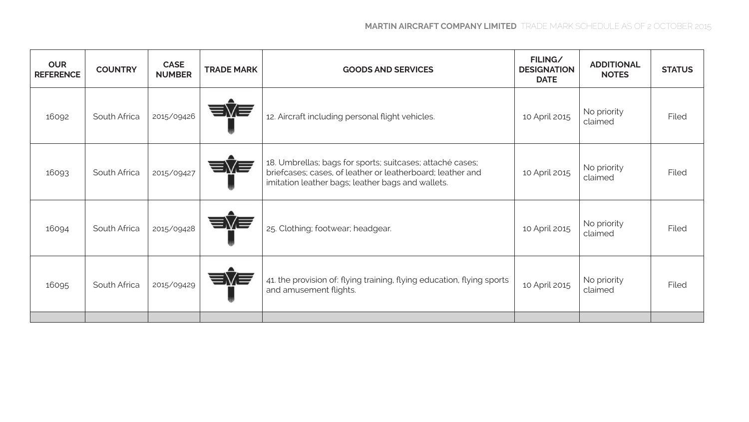| OUR REFERENCE | COUNTRY | CASE NUMBER | TRADE MARK | GOODS AND SERVICES | FILING/ DESIGNATION DATE | ADDITIONAL NOTES | STATUS |
|---|---|---|---|---|---|---|---|
| 16092 | South Africa | 2015/09426 | | 12. Aircraft including personal flight vehicles. | 10 April 2015 | No priority claimed | Filed |
| 16093 | South Africa | 2015/09427 | | 18. Umbrellas; bags for sports; suitcases; attaché cases; briefcases; cases, of leather or leatherboard; leather and imitation leather bags; leather bags and wallets. | 10 April 2015 | No priority claimed | Filed |
| 16094 | South Africa | 2015/09428 | | 25. Clothing; footwear; headgear. | 10 April 2015 | No priority claimed | Filed |
| 16095 | South Africa | 2015/09429 | | 41. the provision of: flying training, flying education, flying sports and amusement flights. | 10 April 2015 | No priority claimed | Filed |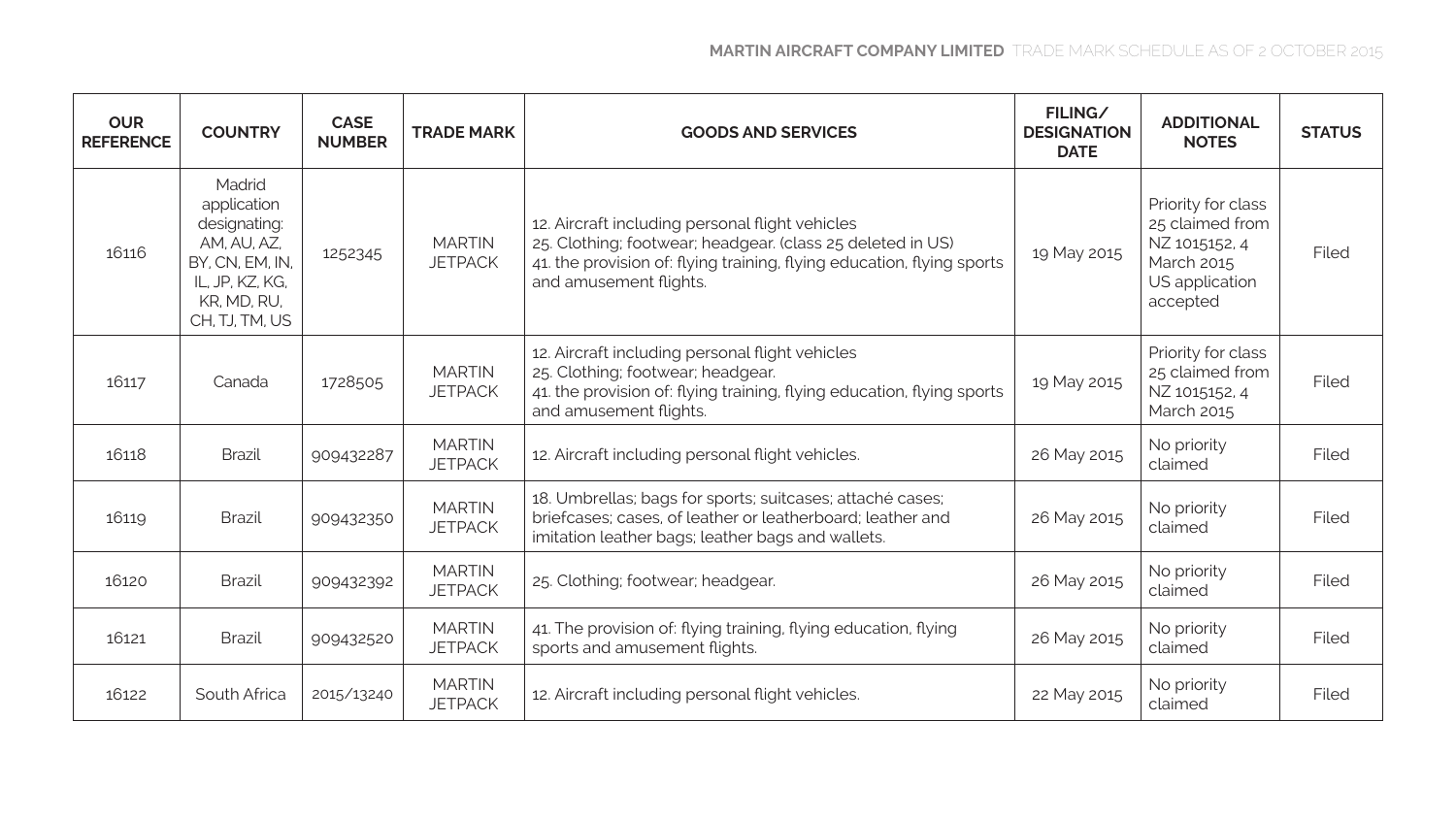| OUR REFERENCE | COUNTRY | CASE NUMBER | TRADE MARK | GOODS AND SERVICES | FILING/ DESIGNATION DATE | ADDITIONAL NOTES | STATUS |
|---|---|---|---|---|---|---|---|
| 16116 | Madrid application designating: AM, AU, AZ, BY, CN, EM, IN, IL, JP, KZ, KG, KR, MD, RU, CH, TJ, TM, US | 1252345 | MARTIN JETPACK | 12. Aircraft including personal flight vehicles<br>25. Clothing; footwear; headgear. (class 25 deleted in US)<br>41. the provision of: flying training, flying education, flying sports and amusement flights. | 19 May 2015 | Priority for class 25 claimed from NZ 1015152, 4 March 2015<br>US application accepted | Filed |
| 16117 | Canada | 1728505 | MARTIN JETPACK | 12. Aircraft including personal flight vehicles<br>25. Clothing; footwear; headgear.<br>41. the provision of: flying training, flying education, flying sports and amusement flights. | 19 May 2015 | Priority for class 25 claimed from NZ 1015152, 4 March 2015 | Filed |
| 16118 | Brazil | 909432287 | MARTIN JETPACK | 12. Aircraft including personal flight vehicles. | 26 May 2015 | No priority claimed | Filed |
| 16119 | Brazil | 909432350 | MARTIN JETPACK | 18. Umbrellas; bags for sports; suitcases; attaché cases; briefcases; cases, of leather or leatherboard; leather and imitation leather bags; leather bags and wallets. | 26 May 2015 | No priority claimed | Filed |
| 16120 | Brazil | 909432392 | MARTIN JETPACK | 25. Clothing; footwear; headgear. | 26 May 2015 | No priority claimed | Filed |
| 16121 | Brazil | 909432520 | MARTIN JETPACK | 41. The provision of: flying training, flying education, flying sports and amusement flights. | 26 May 2015 | No priority claimed | Filed |
| 16122 | South Africa | 2015/13240 | MARTIN JETPACK | 12. Aircraft including personal flight vehicles. | 22 May 2015 | No priority claimed | Filed |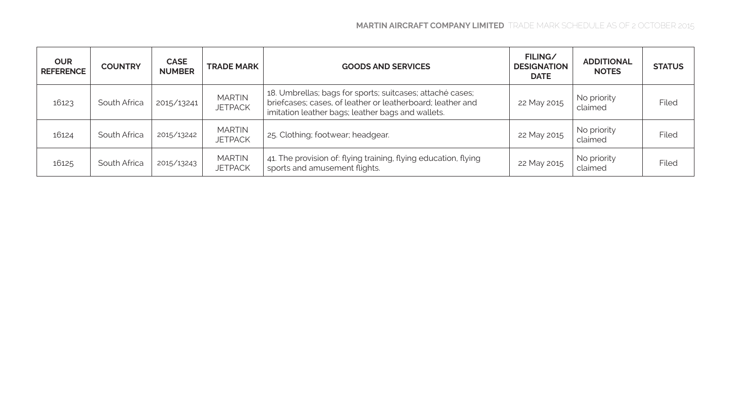| OUR REFERENCE | COUNTRY | CASE NUMBER | TRADE MARK | GOODS AND SERVICES | FILING/ DESIGNATION DATE | ADDITIONAL NOTES | STATUS |
|---|---|---|---|---|---|---|---|
| 16123 | South Africa | 2015/13241 | MARTIN JETPACK | 18. Umbrellas; bags for sports; suitcases; attaché cases; briefcases; cases, of leather or leatherboard; leather and imitation leather bags; leather bags and wallets. | 22 May 2015 | No priority claimed | Filed |
| 16124 | South Africa | 2015/13242 | MARTIN JETPACK | 25. Clothing; footwear; headgear. | 22 May 2015 | No priority claimed | Filed |
| 16125 | South Africa | 2015/13243 | MARTIN JETPACK | 41. The provision of: flying training, flying education, flying sports and amusement flights. | 22 May 2015 | No priority claimed | Filed |